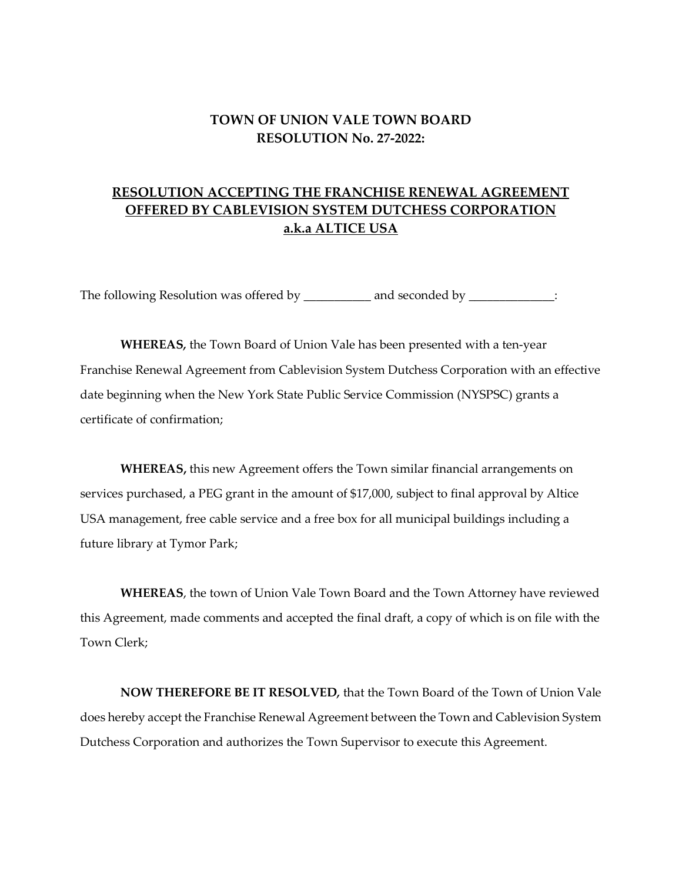# TOWN OF UNION VALE TOWN BOARD
# RESOLUTION No. 27-2022:

## RESOLUTION ACCEPTING THE FRANCHISE RENEWAL AGREEMENT OFFERED BY CABLEVISION SYSTEM DUTCHESS CORPORATION a.k.a ALTICE USA

The following Resolution was offered by ___________ and seconded by ______________:

**WHEREAS,** the Town Board of Union Vale has been presented with a ten-year Franchise Renewal Agreement from Cablevision System Dutchess Corporation with an effective date beginning when the New York State Public Service Commission (NYSPSC) grants a certificate of confirmation;

**WHEREAS,** this new Agreement offers the Town similar financial arrangements on services purchased, a PEG grant in the amount of $17,000, subject to final approval by Altice USA management, free cable service and a free box for all municipal buildings including a future library at Tymor Park;

**WHEREAS**, the town of Union Vale Town Board and the Town Attorney have reviewed this Agreement, made comments and accepted the final draft, a copy of which is on file with the Town Clerk;

**NOW THEREFORE BE IT RESOLVED,** that the Town Board of the Town of Union Vale does hereby accept the Franchise Renewal Agreement between the Town and Cablevision System Dutchess Corporation and authorizes the Town Supervisor to execute this Agreement.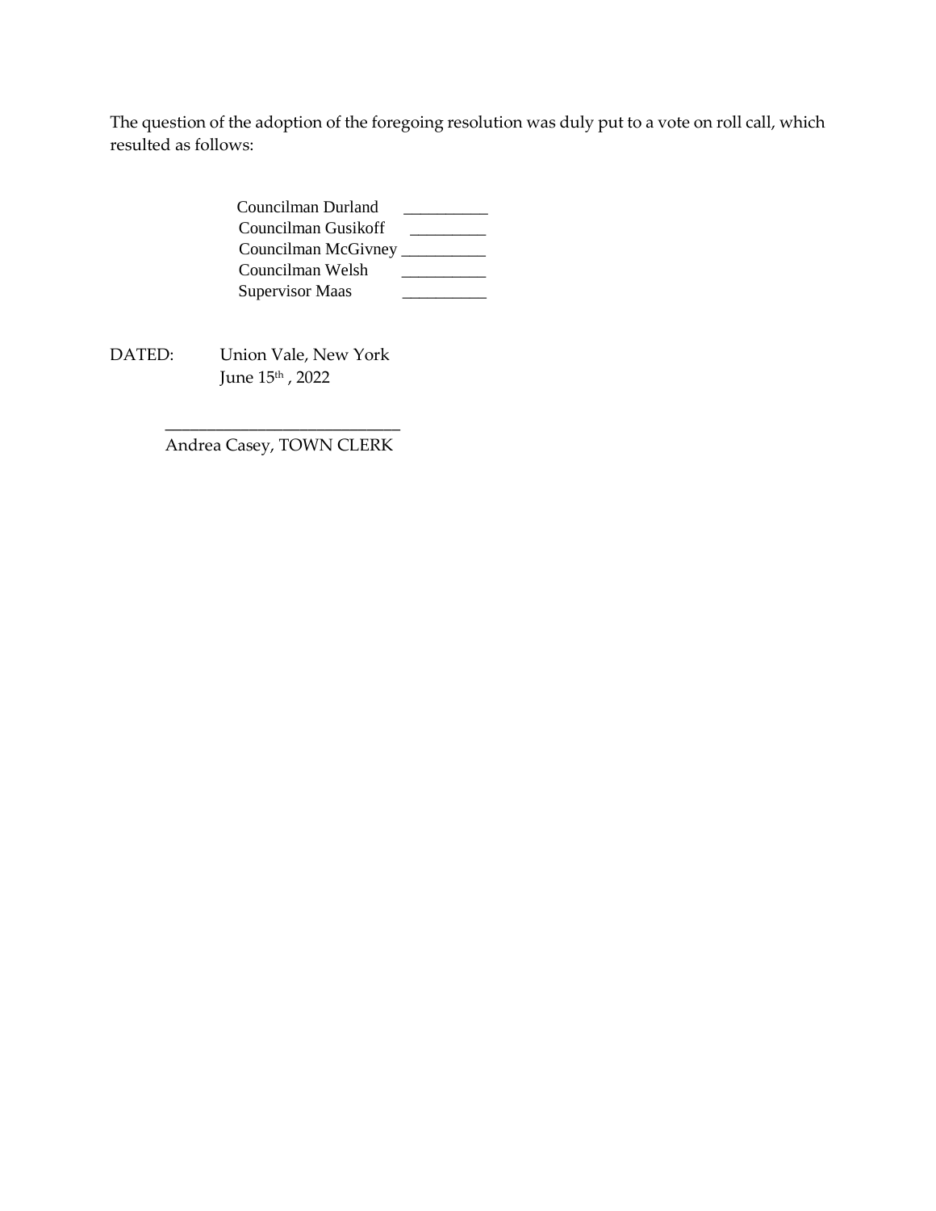The question of the adoption of the foregoing resolution was duly put to a vote on roll call, which resulted as follows:

| | |
|---|---|
| Councilman Durland | __________ |
| Councilman Gusikoff | _________ |
| Councilman McGivney | __________ |
| Councilman Welsh | __________ |
| Supervisor Maas | __________ |

DATED: Union Vale, New York
June 15th , 2022

___________________________
Andrea Casey, TOWN CLERK